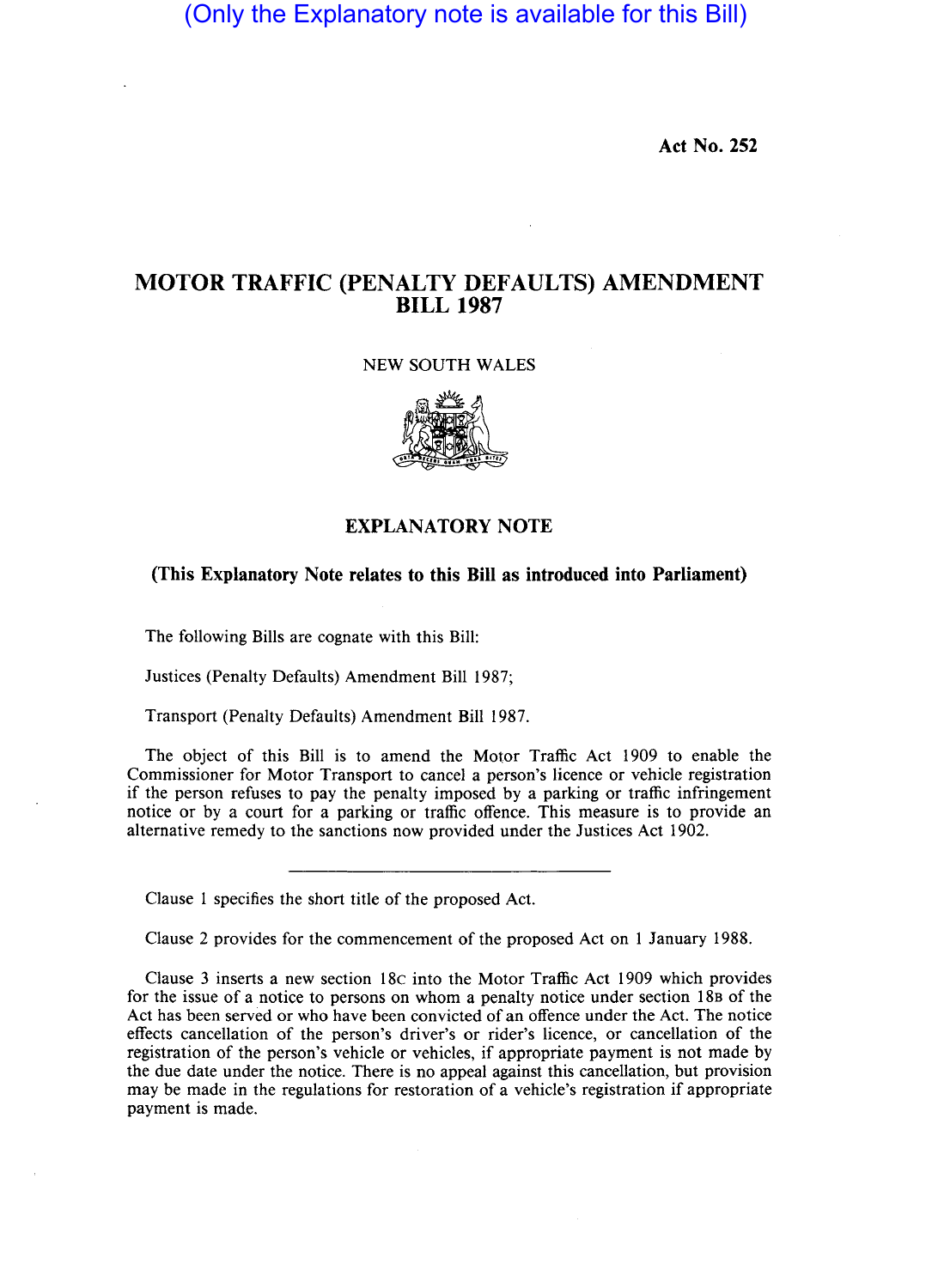(Only the Explanatory note is available for this Bill)

**Act No. 252**

# MOTOR TRAFFIC (PENALTY DEFAULTS) AMENDMENT BILL 1987

NEW SOUTH WALES

## EXPLANATORY NOTE

**(This Explanatory Note relates to this Bill as introduced into Parliament)**

The following Bills are cognate with this Bill:

Justices (Penalty Defaults) Amendment Bill 1987;

Transport (Penalty Defaults) Amendment Bill 1987.

The object of this Bill is to amend the Motor Traffic Act 1909 to enable the Commissioner for Motor Transport to cancel a person's licence or vehicle registration if the person refuses to pay the penalty imposed by a parking or traffic infringement notice or by a court for a parking or traffic offence. This measure is to provide an alternative remedy to the sanctions now provided under the Justices Act 1902.

---

Clause 1 specifies the short title of the proposed Act.

Clause 2 provides for the commencement of the proposed Act on 1 January 1988.

Clause 3 inserts a new section 18C into the Motor Traffic Act 1909 which provides for the issue of a notice to persons on whom a penalty notice under section 18B of the Act has been served or who have been convicted of an offence under the Act. The notice effects cancellation of the person's driver's or rider's licence, or cancellation of the registration of the person's vehicle or vehicles, if appropriate payment is not made by the due date under the notice. There is no appeal against this cancellation, but provision may be made in the regulations for restoration of a vehicle's registration if appropriate payment is made.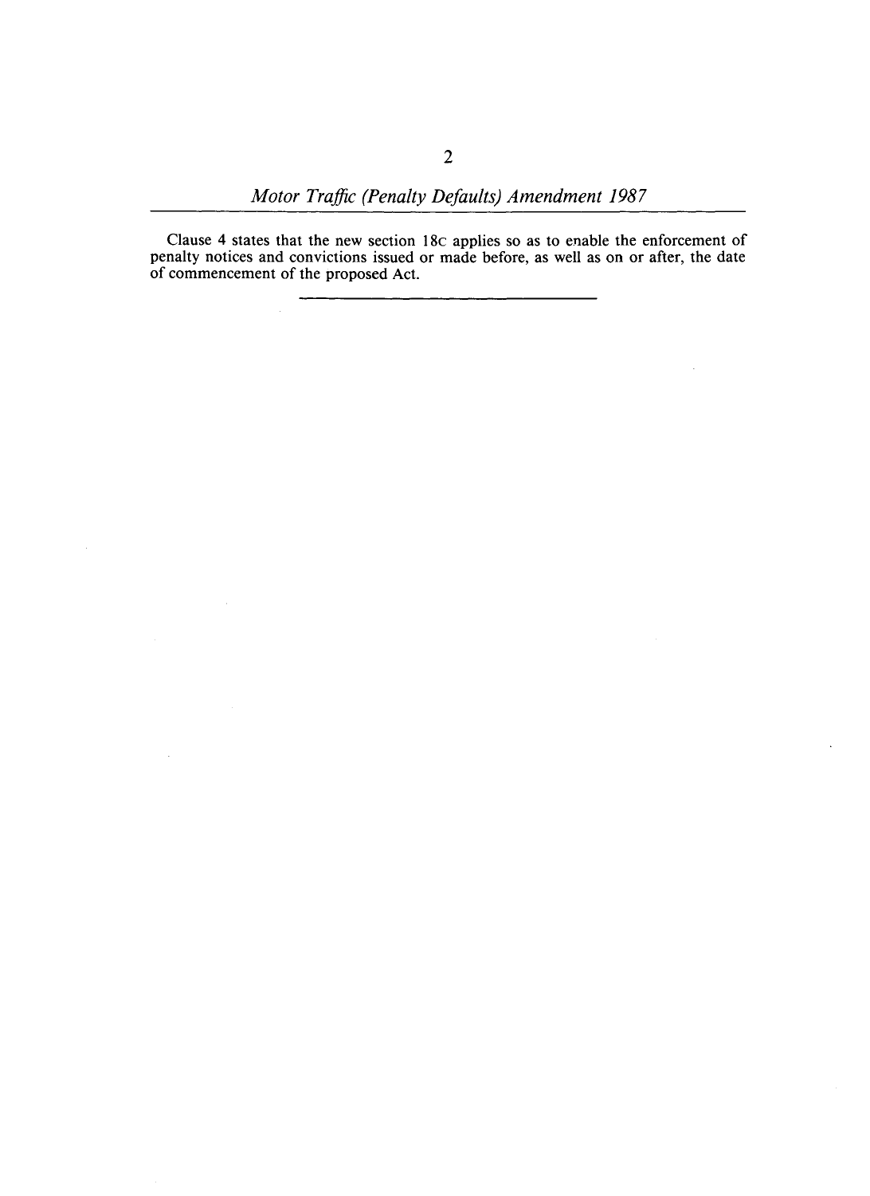Clause 4 states that the new section 18C applies so as to enable the enforcement of penalty notices and convictions issued or made before, as well as on or after, the date of commencement of the proposed Act.